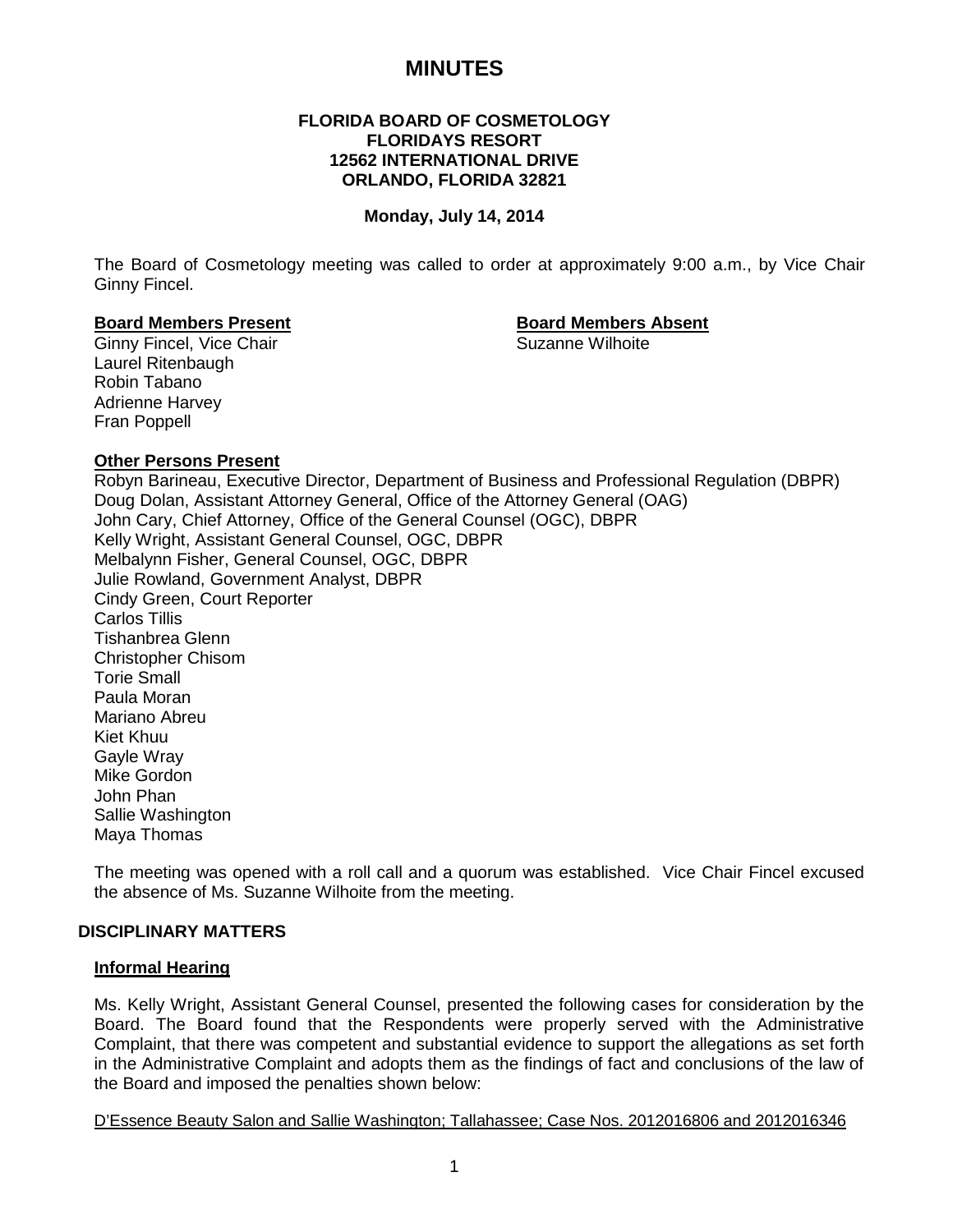# MINUTES

**FLORIDA BOARD OF COSMETOLOGY**
**FLORIDAYS RESORT**
**12562 INTERNATIONAL DRIVE**
**ORLANDO, FLORIDA 32821**

**Monday, July 14, 2014**

The Board of Cosmetology meeting was called to order at approximately 9:00 a.m., by Vice Chair Ginny Fincel.

**Board Members Present**
Ginny Fincel, Vice Chair
Laurel Ritenbaugh
Robin Tabano
Adrienne Harvey
Fran Poppell

**Board Members Absent**
Suzanne Wilhoite

**Other Persons Present**
Robyn Barineau, Executive Director, Department of Business and Professional Regulation (DBPR)
Doug Dolan, Assistant Attorney General, Office of the Attorney General (OAG)
John Cary, Chief Attorney, Office of the General Counsel (OGC), DBPR
Kelly Wright, Assistant General Counsel, OGC, DBPR
Melbalynn Fisher, General Counsel, OGC, DBPR
Julie Rowland, Government Analyst, DBPR
Cindy Green, Court Reporter
Carlos Tillis
Tishanbrea Glenn
Christopher Chisom
Torie Small
Paula Moran
Mariano Abreu
Kiet Khuu
Gayle Wray
Mike Gordon
John Phan
Sallie Washington
Maya Thomas

The meeting was opened with a roll call and a quorum was established. Vice Chair Fincel excused the absence of Ms. Suzanne Wilhoite from the meeting.

## DISCIPLINARY MATTERS

### Informal Hearing

Ms. Kelly Wright, Assistant General Counsel, presented the following cases for consideration by the Board. The Board found that the Respondents were properly served with the Administrative Complaint, that there was competent and substantial evidence to support the allegations as set forth in the Administrative Complaint and adopts them as the findings of fact and conclusions of the law of the Board and imposed the penalties shown below:

D'Essence Beauty Salon and Sallie Washington; Tallahassee; Case Nos. 2012016806 and 2012016346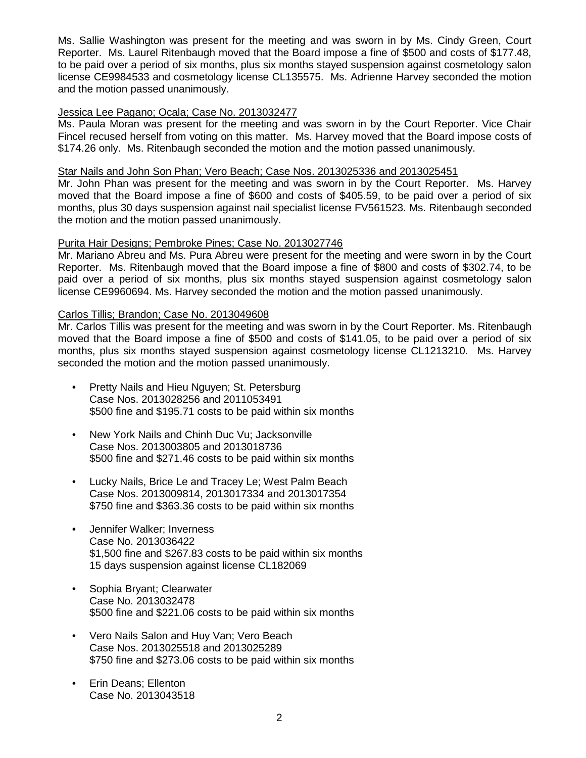Ms. Sallie Washington was present for the meeting and was sworn in by Ms. Cindy Green, Court Reporter. Ms. Laurel Ritenbaugh moved that the Board impose a fine of $500 and costs of $177.48, to be paid over a period of six months, plus six months stayed suspension against cosmetology salon license CE9984533 and cosmetology license CL135575. Ms. Adrienne Harvey seconded the motion and the motion passed unanimously.

Jessica Lee Pagano; Ocala; Case No. 2013032477
Ms. Paula Moran was present for the meeting and was sworn in by the Court Reporter. Vice Chair Fincel recused herself from voting on this matter. Ms. Harvey moved that the Board impose costs of $174.26 only. Ms. Ritenbaugh seconded the motion and the motion passed unanimously.

Star Nails and John Son Phan; Vero Beach; Case Nos. 2013025336 and 2013025451
Mr. John Phan was present for the meeting and was sworn in by the Court Reporter. Ms. Harvey moved that the Board impose a fine of $600 and costs of $405.59, to be paid over a period of six months, plus 30 days suspension against nail specialist license FV561523. Ms. Ritenbaugh seconded the motion and the motion passed unanimously.

Purita Hair Designs; Pembroke Pines; Case No. 2013027746
Mr. Mariano Abreu and Ms. Pura Abreu were present for the meeting and were sworn in by the Court Reporter. Ms. Ritenbaugh moved that the Board impose a fine of $800 and costs of $302.74, to be paid over a period of six months, plus six months stayed suspension against cosmetology salon license CE9960694. Ms. Harvey seconded the motion and the motion passed unanimously.

Carlos Tillis; Brandon; Case No. 2013049608
Mr. Carlos Tillis was present for the meeting and was sworn in by the Court Reporter. Ms. Ritenbaugh moved that the Board impose a fine of $500 and costs of $141.05, to be paid over a period of six months, plus six months stayed suspension against cosmetology license CL1213210. Ms. Harvey seconded the motion and the motion passed unanimously.

- Pretty Nails and Hieu Nguyen; St. Petersburg
  Case Nos. 2013028256 and 2011053491
  $500 fine and $195.71 costs to be paid within six months

- New York Nails and Chinh Duc Vu; Jacksonville
  Case Nos. 2013003805 and 2013018736
  $500 fine and $271.46 costs to be paid within six months

- Lucky Nails, Brice Le and Tracey Le; West Palm Beach
  Case Nos. 2013009814, 2013017334 and 2013017354
  $750 fine and $363.36 costs to be paid within six months

- Jennifer Walker; Inverness
  Case No. 2013036422
  $1,500 fine and $267.83 costs to be paid within six months
  15 days suspension against license CL182069

- Sophia Bryant; Clearwater
  Case No. 2013032478
  $500 fine and $221.06 costs to be paid within six months

- Vero Nails Salon and Huy Van; Vero Beach
  Case Nos. 2013025518 and 2013025289
  $750 fine and $273.06 costs to be paid within six months

- Erin Deans; Ellenton
  Case No. 2013043518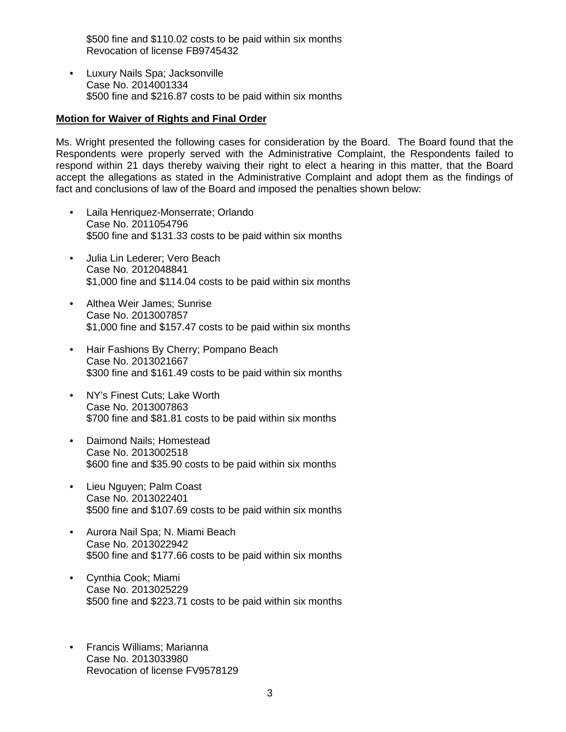$500 fine and $110.02 costs to be paid within six months
Revocation of license FB9745432

- Luxury Nails Spa; Jacksonville
  Case No. 2014001334
  $500 fine and $216.87 costs to be paid within six months

**Motion for Waiver of Rights and Final Order**

Ms. Wright presented the following cases for consideration by the Board. The Board found that the Respondents were properly served with the Administrative Complaint, the Respondents failed to respond within 21 days thereby waiving their right to elect a hearing in this matter, that the Board accept the allegations as stated in the Administrative Complaint and adopt them as the findings of fact and conclusions of law of the Board and imposed the penalties shown below:

- Laila Henriquez-Monserrate; Orlando
  Case No. 2011054796
  $500 fine and $131.33 costs to be paid within six months

- Julia Lin Lederer; Vero Beach
  Case No. 2012048841
  $1,000 fine and $114.04 costs to be paid within six months

- Althea Weir James; Sunrise
  Case No. 2013007857
  $1,000 fine and $157.47 costs to be paid within six months

- Hair Fashions By Cherry; Pompano Beach
  Case No. 2013021667
  $300 fine and $161.49 costs to be paid within six months

- NY's Finest Cuts; Lake Worth
  Case No. 2013007863
  $700 fine and $81.81 costs to be paid within six months

- Daimond Nails; Homestead
  Case No. 2013002518
  $600 fine and $35.90 costs to be paid within six months

- Lieu Nguyen; Palm Coast
  Case No. 2013022401
  $500 fine and $107.69 costs to be paid within six months

- Aurora Nail Spa; N. Miami Beach
  Case No. 2013022942
  $500 fine and $177.66 costs to be paid within six months

- Cynthia Cook; Miami
  Case No. 2013025229
  $500 fine and $223.71 costs to be paid within six months

- Francis Williams; Marianna
  Case No. 2013033980
  Revocation of license FV9578129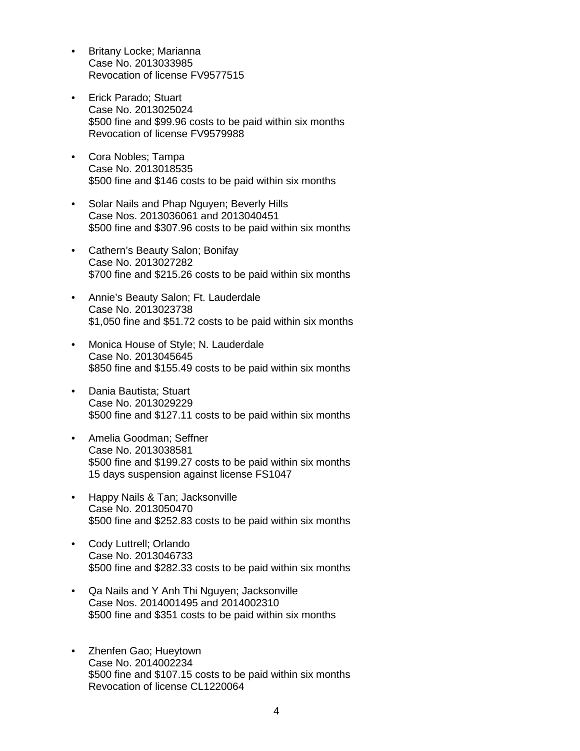- Britany Locke; Marianna
  Case No. 2013033985
  Revocation of license FV9577515

- Erick Parado; Stuart
  Case No. 2013025024
  $500 fine and $99.96 costs to be paid within six months
  Revocation of license FV9579988

- Cora Nobles; Tampa
  Case No. 2013018535
  $500 fine and $146 costs to be paid within six months

- Solar Nails and Phap Nguyen; Beverly Hills
  Case Nos. 2013036061 and 2013040451
  $500 fine and $307.96 costs to be paid within six months

- Cathern's Beauty Salon; Bonifay
  Case No. 2013027282
  $700 fine and $215.26 costs to be paid within six months

- Annie's Beauty Salon; Ft. Lauderdale
  Case No. 2013023738
  $1,050 fine and $51.72 costs to be paid within six months

- Monica House of Style; N. Lauderdale
  Case No. 2013045645
  $850 fine and $155.49 costs to be paid within six months

- Dania Bautista; Stuart
  Case No. 2013029229
  $500 fine and $127.11 costs to be paid within six months

- Amelia Goodman; Seffner
  Case No. 2013038581
  $500 fine and $199.27 costs to be paid within six months
  15 days suspension against license FS1047

- Happy Nails & Tan; Jacksonville
  Case No. 2013050470
  $500 fine and $252.83 costs to be paid within six months

- Cody Luttrell; Orlando
  Case No. 2013046733
  $500 fine and $282.33 costs to be paid within six months

- Qa Nails and Y Anh Thi Nguyen; Jacksonville
  Case Nos. 2014001495 and 2014002310
  $500 fine and $351 costs to be paid within six months

- Zhenfen Gao; Hueytown
  Case No. 2014002234
  $500 fine and $107.15 costs to be paid within six months
  Revocation of license CL1220064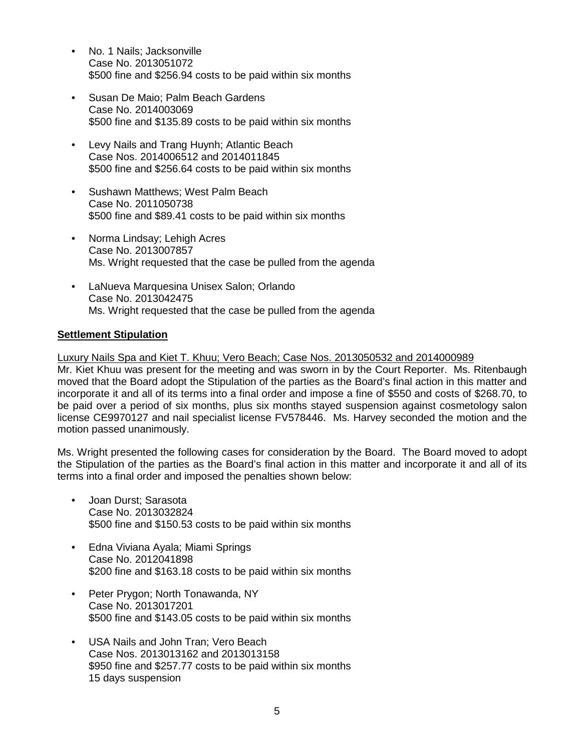- No. 1 Nails; Jacksonville
  Case No. 2013051072
  $500 fine and $256.94 costs to be paid within six months

- Susan De Maio; Palm Beach Gardens
  Case No. 2014003069
  $500 fine and $135.89 costs to be paid within six months

- Levy Nails and Trang Huynh; Atlantic Beach
  Case Nos. 2014006512 and 2014011845
  $500 fine and $256.64 costs to be paid within six months

- Sushawn Matthews; West Palm Beach
  Case No. 2011050738
  $500 fine and $89.41 costs to be paid within six months

- Norma Lindsay; Lehigh Acres
  Case No. 2013007857
  Ms. Wright requested that the case be pulled from the agenda

- LaNueva Marquesina Unisex Salon; Orlando
  Case No. 2013042475
  Ms. Wright requested that the case be pulled from the agenda

**Settlement Stipulation**

Luxury Nails Spa and Kiet T. Khuu; Vero Beach; Case Nos. 2013050532 and 2014000989
Mr. Kiet Khuu was present for the meeting and was sworn in by the Court Reporter. Ms. Ritenbaugh moved that the Board adopt the Stipulation of the parties as the Board's final action in this matter and incorporate it and all of its terms into a final order and impose a fine of $550 and costs of $268.70, to be paid over a period of six months, plus six months stayed suspension against cosmetology salon license CE9970127 and nail specialist license FV578446. Ms. Harvey seconded the motion and the motion passed unanimously.

Ms. Wright presented the following cases for consideration by the Board. The Board moved to adopt the Stipulation of the parties as the Board's final action in this matter and incorporate it and all of its terms into a final order and imposed the penalties shown below:

- Joan Durst; Sarasota
  Case No. 2013032824
  $500 fine and $150.53 costs to be paid within six months

- Edna Viviana Ayala; Miami Springs
  Case No. 2012041898
  $200 fine and $163.18 costs to be paid within six months

- Peter Prygon; North Tonawanda, NY
  Case No. 2013017201
  $500 fine and $143.05 costs to be paid within six months

- USA Nails and John Tran; Vero Beach
  Case Nos. 2013013162 and 2013013158
  $950 fine and $257.77 costs to be paid within six months
  15 days suspension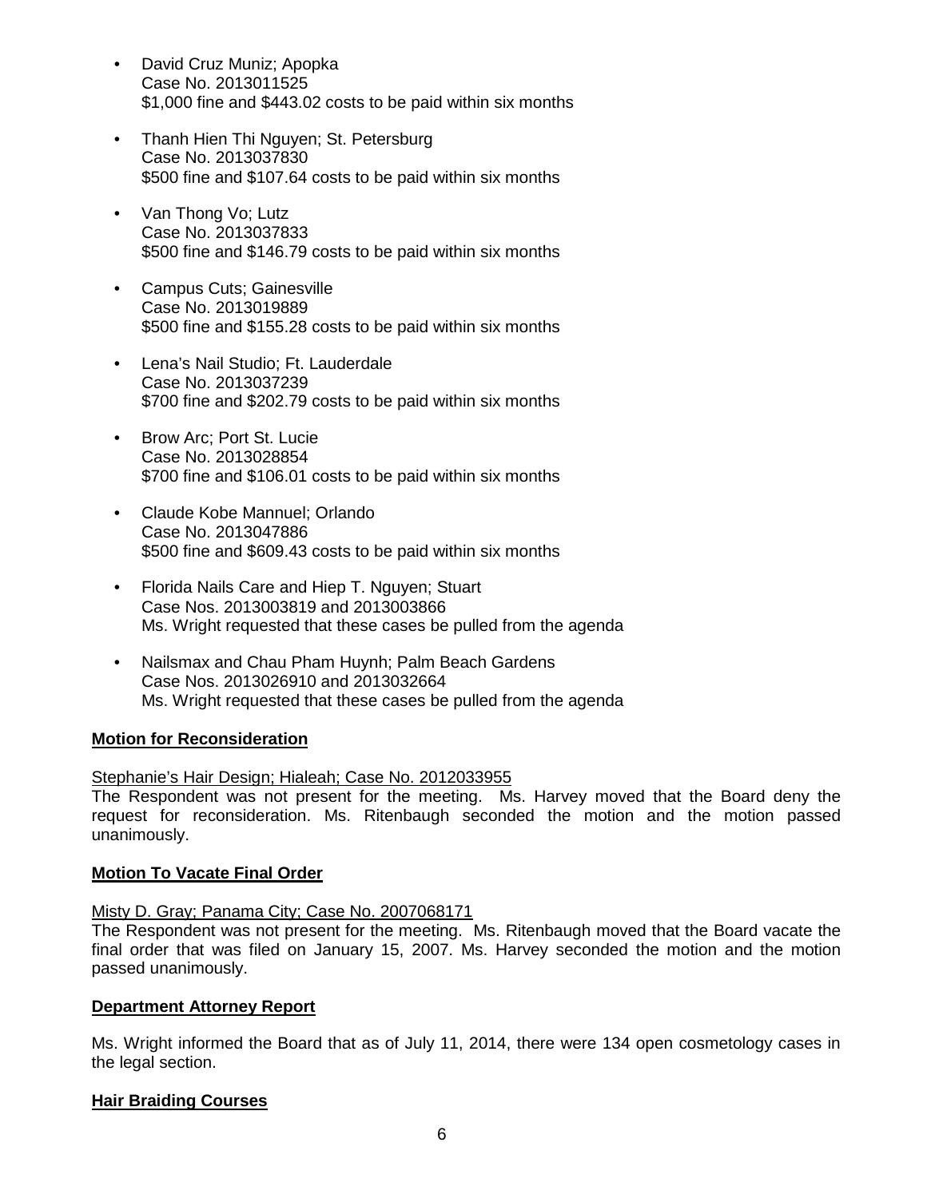- David Cruz Muniz; Apopka
  Case No. 2013011525
  $1,000 fine and $443.02 costs to be paid within six months

- Thanh Hien Thi Nguyen; St. Petersburg
  Case No. 2013037830
  $500 fine and $107.64 costs to be paid within six months

- Van Thong Vo; Lutz
  Case No. 2013037833
  $500 fine and $146.79 costs to be paid within six months

- Campus Cuts; Gainesville
  Case No. 2013019889
  $500 fine and $155.28 costs to be paid within six months

- Lena's Nail Studio; Ft. Lauderdale
  Case No. 2013037239
  $700 fine and $202.79 costs to be paid within six months

- Brow Arc; Port St. Lucie
  Case No. 2013028854
  $700 fine and $106.01 costs to be paid within six months

- Claude Kobe Mannuel; Orlando
  Case No. 2013047886
  $500 fine and $609.43 costs to be paid within six months

- Florida Nails Care and Hiep T. Nguyen; Stuart
  Case Nos. 2013003819 and 2013003866
  Ms. Wright requested that these cases be pulled from the agenda

- Nailsmax and Chau Pham Huynh; Palm Beach Gardens
  Case Nos. 2013026910 and 2013032664
  Ms. Wright requested that these cases be pulled from the agenda

**Motion for Reconsideration**

Stephanie's Hair Design; Hialeah; Case No. 2012033955
The Respondent was not present for the meeting. Ms. Harvey moved that the Board deny the request for reconsideration. Ms. Ritenbaugh seconded the motion and the motion passed unanimously.

**Motion To Vacate Final Order**

Misty D. Gray; Panama City; Case No. 2007068171
The Respondent was not present for the meeting. Ms. Ritenbaugh moved that the Board vacate the final order that was filed on January 15, 2007. Ms. Harvey seconded the motion and the motion passed unanimously.

**Department Attorney Report**

Ms. Wright informed the Board that as of July 11, 2014, there were 134 open cosmetology cases in the legal section.

**Hair Braiding Courses**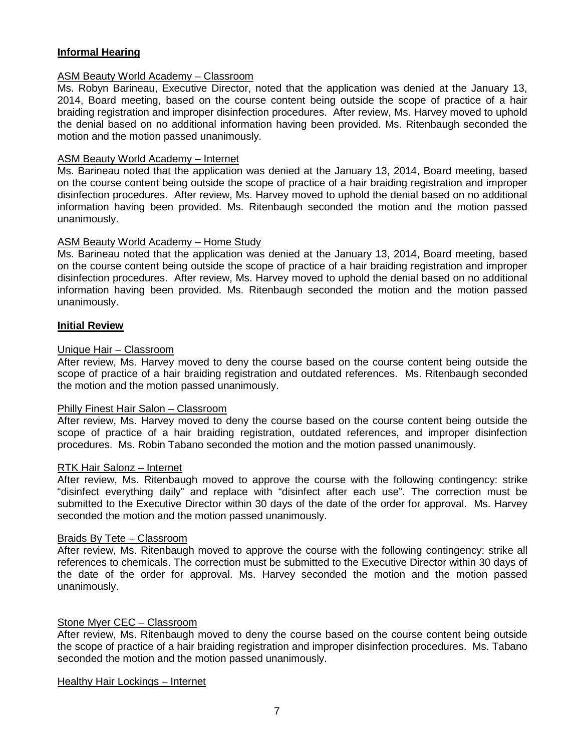**Informal Hearing**

ASM Beauty World Academy – Classroom

Ms. Robyn Barineau, Executive Director, noted that the application was denied at the January 13, 2014, Board meeting, based on the course content being outside the scope of practice of a hair braiding registration and improper disinfection procedures. After review, Ms. Harvey moved to uphold the denial based on no additional information having been provided. Ms. Ritenbaugh seconded the motion and the motion passed unanimously.

ASM Beauty World Academy – Internet

Ms. Barineau noted that the application was denied at the January 13, 2014, Board meeting, based on the course content being outside the scope of practice of a hair braiding registration and improper disinfection procedures. After review, Ms. Harvey moved to uphold the denial based on no additional information having been provided. Ms. Ritenbaugh seconded the motion and the motion passed unanimously.

ASM Beauty World Academy – Home Study

Ms. Barineau noted that the application was denied at the January 13, 2014, Board meeting, based on the course content being outside the scope of practice of a hair braiding registration and improper disinfection procedures. After review, Ms. Harvey moved to uphold the denial based on no additional information having been provided. Ms. Ritenbaugh seconded the motion and the motion passed unanimously.

**Initial Review**

Unique Hair – Classroom

After review, Ms. Harvey moved to deny the course based on the course content being outside the scope of practice of a hair braiding registration and outdated references. Ms. Ritenbaugh seconded the motion and the motion passed unanimously.

Philly Finest Hair Salon – Classroom

After review, Ms. Harvey moved to deny the course based on the course content being outside the scope of practice of a hair braiding registration, outdated references, and improper disinfection procedures. Ms. Robin Tabano seconded the motion and the motion passed unanimously.

RTK Hair Salonz – Internet

After review, Ms. Ritenbaugh moved to approve the course with the following contingency: strike "disinfect everything daily" and replace with "disinfect after each use". The correction must be submitted to the Executive Director within 30 days of the date of the order for approval. Ms. Harvey seconded the motion and the motion passed unanimously.

Braids By Tete – Classroom

After review, Ms. Ritenbaugh moved to approve the course with the following contingency: strike all references to chemicals. The correction must be submitted to the Executive Director within 30 days of the date of the order for approval. Ms. Harvey seconded the motion and the motion passed unanimously.

Stone Myer CEC – Classroom

After review, Ms. Ritenbaugh moved to deny the course based on the course content being outside the scope of practice of a hair braiding registration and improper disinfection procedures. Ms. Tabano seconded the motion and the motion passed unanimously.

Healthy Hair Lockings – Internet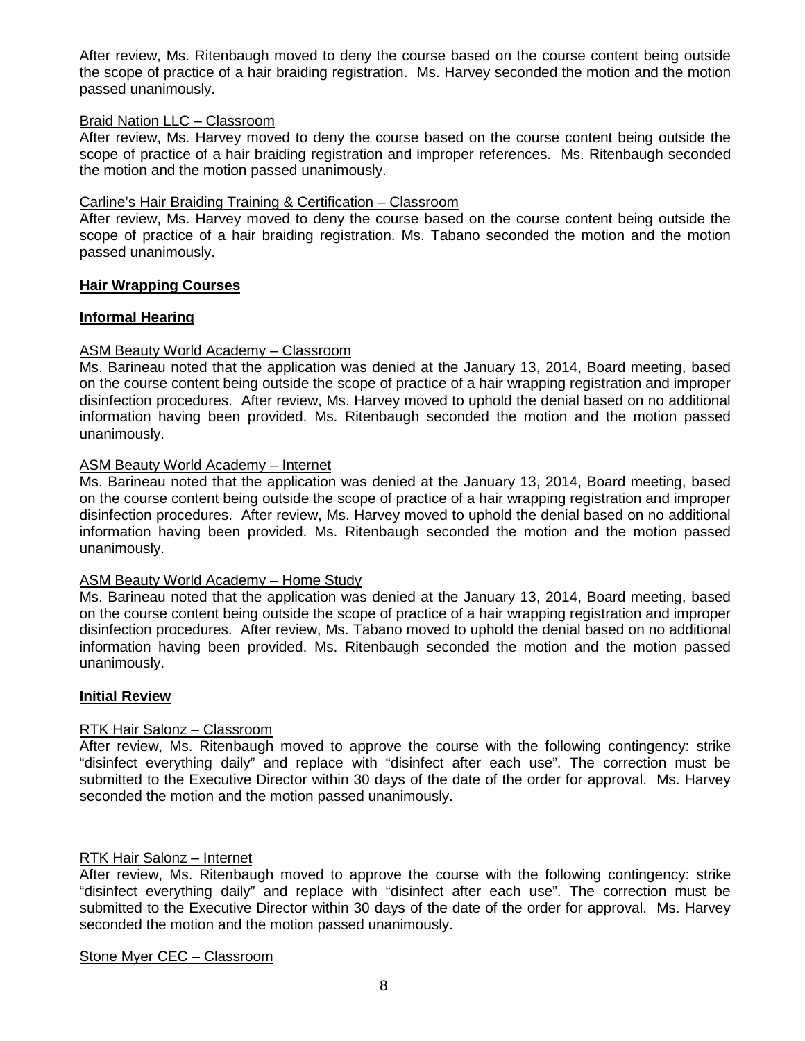After review, Ms. Ritenbaugh moved to deny the course based on the course content being outside the scope of practice of a hair braiding registration. Ms. Harvey seconded the motion and the motion passed unanimously.

Braid Nation LLC – Classroom

After review, Ms. Harvey moved to deny the course based on the course content being outside the scope of practice of a hair braiding registration and improper references. Ms. Ritenbaugh seconded the motion and the motion passed unanimously.

Carline's Hair Braiding Training & Certification – Classroom

After review, Ms. Harvey moved to deny the course based on the course content being outside the scope of practice of a hair braiding registration. Ms. Tabano seconded the motion and the motion passed unanimously.

**Hair Wrapping Courses**

**Informal Hearing**

ASM Beauty World Academy – Classroom

Ms. Barineau noted that the application was denied at the January 13, 2014, Board meeting, based on the course content being outside the scope of practice of a hair wrapping registration and improper disinfection procedures. After review, Ms. Harvey moved to uphold the denial based on no additional information having been provided. Ms. Ritenbaugh seconded the motion and the motion passed unanimously.

ASM Beauty World Academy – Internet

Ms. Barineau noted that the application was denied at the January 13, 2014, Board meeting, based on the course content being outside the scope of practice of a hair wrapping registration and improper disinfection procedures. After review, Ms. Harvey moved to uphold the denial based on no additional information having been provided. Ms. Ritenbaugh seconded the motion and the motion passed unanimously.

ASM Beauty World Academy – Home Study

Ms. Barineau noted that the application was denied at the January 13, 2014, Board meeting, based on the course content being outside the scope of practice of a hair wrapping registration and improper disinfection procedures. After review, Ms. Tabano moved to uphold the denial based on no additional information having been provided. Ms. Ritenbaugh seconded the motion and the motion passed unanimously.

**Initial Review**

RTK Hair Salonz – Classroom

After review, Ms. Ritenbaugh moved to approve the course with the following contingency: strike "disinfect everything daily" and replace with "disinfect after each use". The correction must be submitted to the Executive Director within 30 days of the date of the order for approval. Ms. Harvey seconded the motion and the motion passed unanimously.

RTK Hair Salonz – Internet

After review, Ms. Ritenbaugh moved to approve the course with the following contingency: strike "disinfect everything daily" and replace with "disinfect after each use". The correction must be submitted to the Executive Director within 30 days of the date of the order for approval. Ms. Harvey seconded the motion and the motion passed unanimously.

Stone Myer CEC – Classroom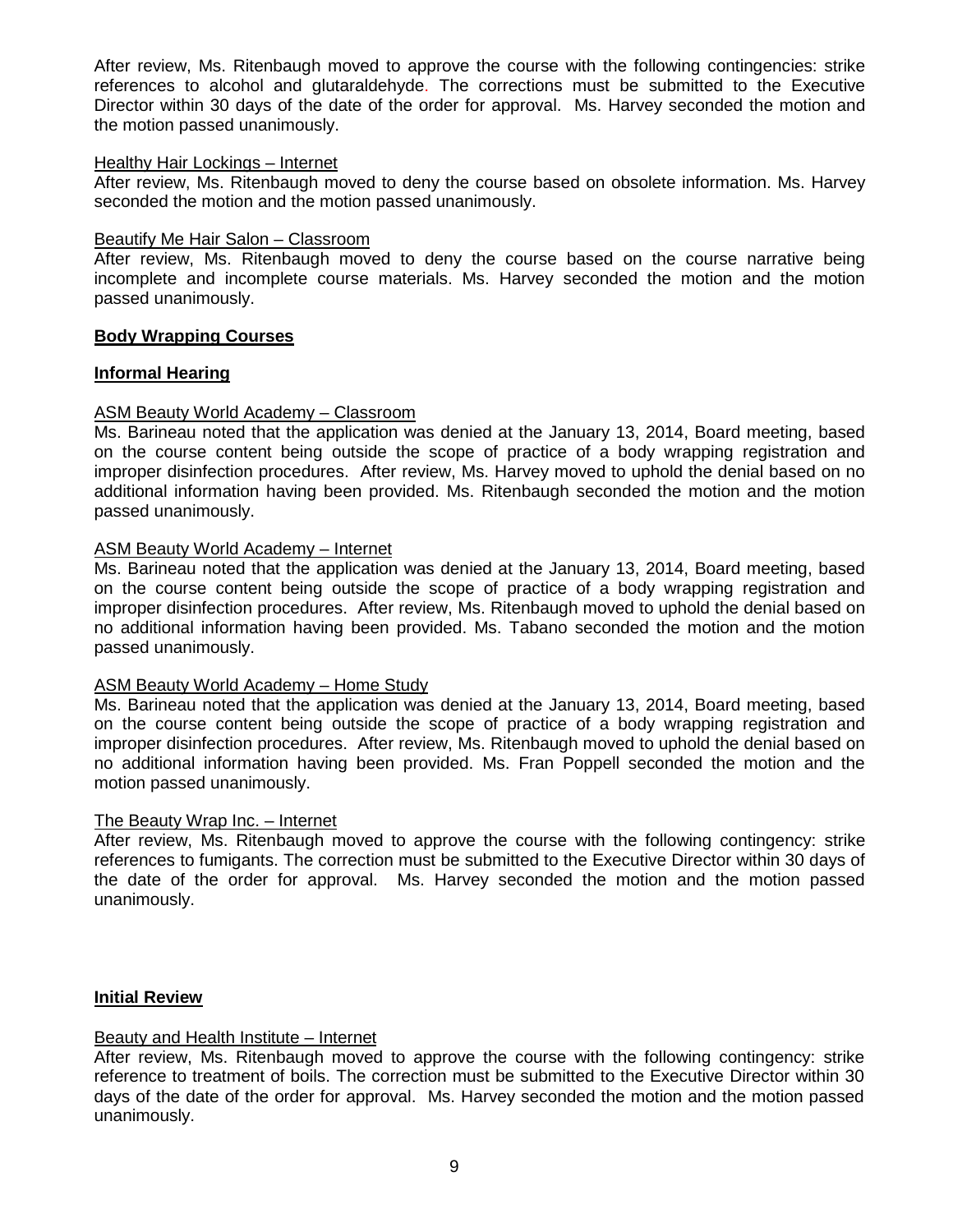After review, Ms. Ritenbaugh moved to approve the course with the following contingencies: strike references to alcohol and glutaraldehyde. The corrections must be submitted to the Executive Director within 30 days of the date of the order for approval. Ms. Harvey seconded the motion and the motion passed unanimously.

Healthy Hair Lockings – Internet

After review, Ms. Ritenbaugh moved to deny the course based on obsolete information. Ms. Harvey seconded the motion and the motion passed unanimously.

Beautify Me Hair Salon – Classroom

After review, Ms. Ritenbaugh moved to deny the course based on the course narrative being incomplete and incomplete course materials. Ms. Harvey seconded the motion and the motion passed unanimously.

**Body Wrapping Courses**

**Informal Hearing**

ASM Beauty World Academy – Classroom

Ms. Barineau noted that the application was denied at the January 13, 2014, Board meeting, based on the course content being outside the scope of practice of a body wrapping registration and improper disinfection procedures. After review, Ms. Harvey moved to uphold the denial based on no additional information having been provided. Ms. Ritenbaugh seconded the motion and the motion passed unanimously.

ASM Beauty World Academy – Internet

Ms. Barineau noted that the application was denied at the January 13, 2014, Board meeting, based on the course content being outside the scope of practice of a body wrapping registration and improper disinfection procedures. After review, Ms. Ritenbaugh moved to uphold the denial based on no additional information having been provided. Ms. Tabano seconded the motion and the motion passed unanimously.

ASM Beauty World Academy – Home Study

Ms. Barineau noted that the application was denied at the January 13, 2014, Board meeting, based on the course content being outside the scope of practice of a body wrapping registration and improper disinfection procedures. After review, Ms. Ritenbaugh moved to uphold the denial based on no additional information having been provided. Ms. Fran Poppell seconded the motion and the motion passed unanimously.

The Beauty Wrap Inc. – Internet

After review, Ms. Ritenbaugh moved to approve the course with the following contingency: strike references to fumigants. The correction must be submitted to the Executive Director within 30 days of the date of the order for approval. Ms. Harvey seconded the motion and the motion passed unanimously.

**Initial Review**

Beauty and Health Institute – Internet

After review, Ms. Ritenbaugh moved to approve the course with the following contingency: strike reference to treatment of boils. The correction must be submitted to the Executive Director within 30 days of the date of the order for approval. Ms. Harvey seconded the motion and the motion passed unanimously.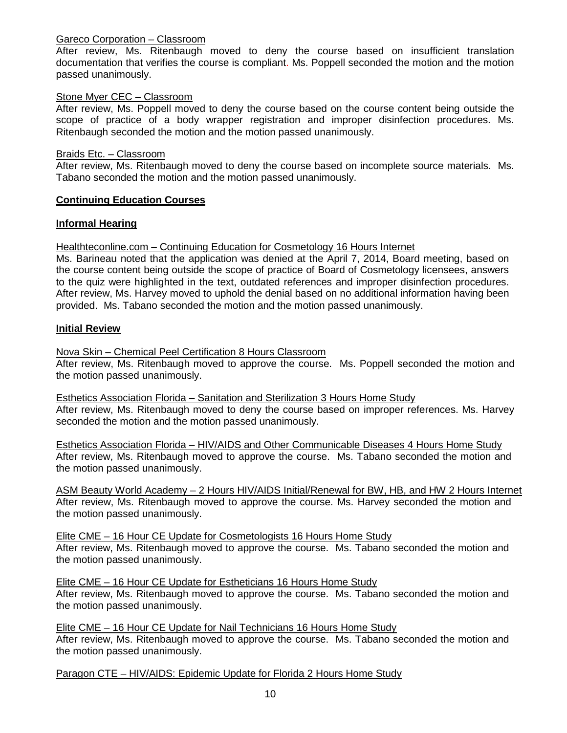Gareco Corporation – Classroom

After review, Ms. Ritenbaugh moved to deny the course based on insufficient translation documentation that verifies the course is compliant. Ms. Poppell seconded the motion and the motion passed unanimously.

Stone Myer CEC – Classroom

After review, Ms. Poppell moved to deny the course based on the course content being outside the scope of practice of a body wrapper registration and improper disinfection procedures. Ms. Ritenbaugh seconded the motion and the motion passed unanimously.

Braids Etc. – Classroom

After review, Ms. Ritenbaugh moved to deny the course based on incomplete source materials. Ms. Tabano seconded the motion and the motion passed unanimously.

**Continuing Education Courses**

**Informal Hearing**

Healthteconline.com – Continuing Education for Cosmetology 16 Hours Internet

Ms. Barineau noted that the application was denied at the April 7, 2014, Board meeting, based on the course content being outside the scope of practice of Board of Cosmetology licensees, answers to the quiz were highlighted in the text, outdated references and improper disinfection procedures. After review, Ms. Harvey moved to uphold the denial based on no additional information having been provided. Ms. Tabano seconded the motion and the motion passed unanimously.

**Initial Review**

Nova Skin – Chemical Peel Certification 8 Hours Classroom

After review, Ms. Ritenbaugh moved to approve the course. Ms. Poppell seconded the motion and the motion passed unanimously.

Esthetics Association Florida – Sanitation and Sterilization 3 Hours Home Study

After review, Ms. Ritenbaugh moved to deny the course based on improper references. Ms. Harvey seconded the motion and the motion passed unanimously.

Esthetics Association Florida – HIV/AIDS and Other Communicable Diseases 4 Hours Home Study

After review, Ms. Ritenbaugh moved to approve the course. Ms. Tabano seconded the motion and the motion passed unanimously.

ASM Beauty World Academy – 2 Hours HIV/AIDS Initial/Renewal for BW, HB, and HW 2 Hours Internet

After review, Ms. Ritenbaugh moved to approve the course. Ms. Harvey seconded the motion and the motion passed unanimously.

Elite CME – 16 Hour CE Update for Cosmetologists 16 Hours Home Study

After review, Ms. Ritenbaugh moved to approve the course. Ms. Tabano seconded the motion and the motion passed unanimously.

Elite CME – 16 Hour CE Update for Estheticians 16 Hours Home Study

After review, Ms. Ritenbaugh moved to approve the course. Ms. Tabano seconded the motion and the motion passed unanimously.

Elite CME – 16 Hour CE Update for Nail Technicians 16 Hours Home Study

After review, Ms. Ritenbaugh moved to approve the course. Ms. Tabano seconded the motion and the motion passed unanimously.

Paragon CTE – HIV/AIDS: Epidemic Update for Florida 2 Hours Home Study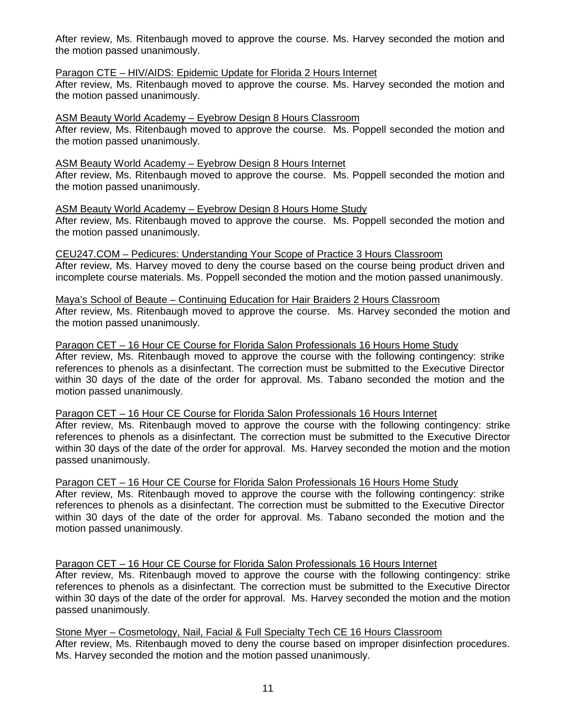After review, Ms. Ritenbaugh moved to approve the course. Ms. Harvey seconded the motion and the motion passed unanimously.

Paragon CTE – HIV/AIDS: Epidemic Update for Florida 2 Hours Internet

After review, Ms. Ritenbaugh moved to approve the course. Ms. Harvey seconded the motion and the motion passed unanimously.

ASM Beauty World Academy – Eyebrow Design 8 Hours Classroom

After review, Ms. Ritenbaugh moved to approve the course. Ms. Poppell seconded the motion and the motion passed unanimously.

ASM Beauty World Academy – Eyebrow Design 8 Hours Internet

After review, Ms. Ritenbaugh moved to approve the course. Ms. Poppell seconded the motion and the motion passed unanimously.

ASM Beauty World Academy – Eyebrow Design 8 Hours Home Study

After review, Ms. Ritenbaugh moved to approve the course. Ms. Poppell seconded the motion and the motion passed unanimously.

CEU247.COM – Pedicures: Understanding Your Scope of Practice 3 Hours Classroom

After review, Ms. Harvey moved to deny the course based on the course being product driven and incomplete course materials. Ms. Poppell seconded the motion and the motion passed unanimously.

Maya's School of Beaute – Continuing Education for Hair Braiders 2 Hours Classroom

After review, Ms. Ritenbaugh moved to approve the course. Ms. Harvey seconded the motion and the motion passed unanimously.

Paragon CET – 16 Hour CE Course for Florida Salon Professionals 16 Hours Home Study

After review, Ms. Ritenbaugh moved to approve the course with the following contingency: strike references to phenols as a disinfectant. The correction must be submitted to the Executive Director within 30 days of the date of the order for approval. Ms. Tabano seconded the motion and the motion passed unanimously.

Paragon CET – 16 Hour CE Course for Florida Salon Professionals 16 Hours Internet

After review, Ms. Ritenbaugh moved to approve the course with the following contingency: strike references to phenols as a disinfectant. The correction must be submitted to the Executive Director within 30 days of the date of the order for approval. Ms. Harvey seconded the motion and the motion passed unanimously.

Paragon CET – 16 Hour CE Course for Florida Salon Professionals 16 Hours Home Study

After review, Ms. Ritenbaugh moved to approve the course with the following contingency: strike references to phenols as a disinfectant. The correction must be submitted to the Executive Director within 30 days of the date of the order for approval. Ms. Tabano seconded the motion and the motion passed unanimously.

Paragon CET – 16 Hour CE Course for Florida Salon Professionals 16 Hours Internet

After review, Ms. Ritenbaugh moved to approve the course with the following contingency: strike references to phenols as a disinfectant. The correction must be submitted to the Executive Director within 30 days of the date of the order for approval. Ms. Harvey seconded the motion and the motion passed unanimously.

Stone Myer – Cosmetology, Nail, Facial & Full Specialty Tech CE 16 Hours Classroom

After review, Ms. Ritenbaugh moved to deny the course based on improper disinfection procedures. Ms. Harvey seconded the motion and the motion passed unanimously.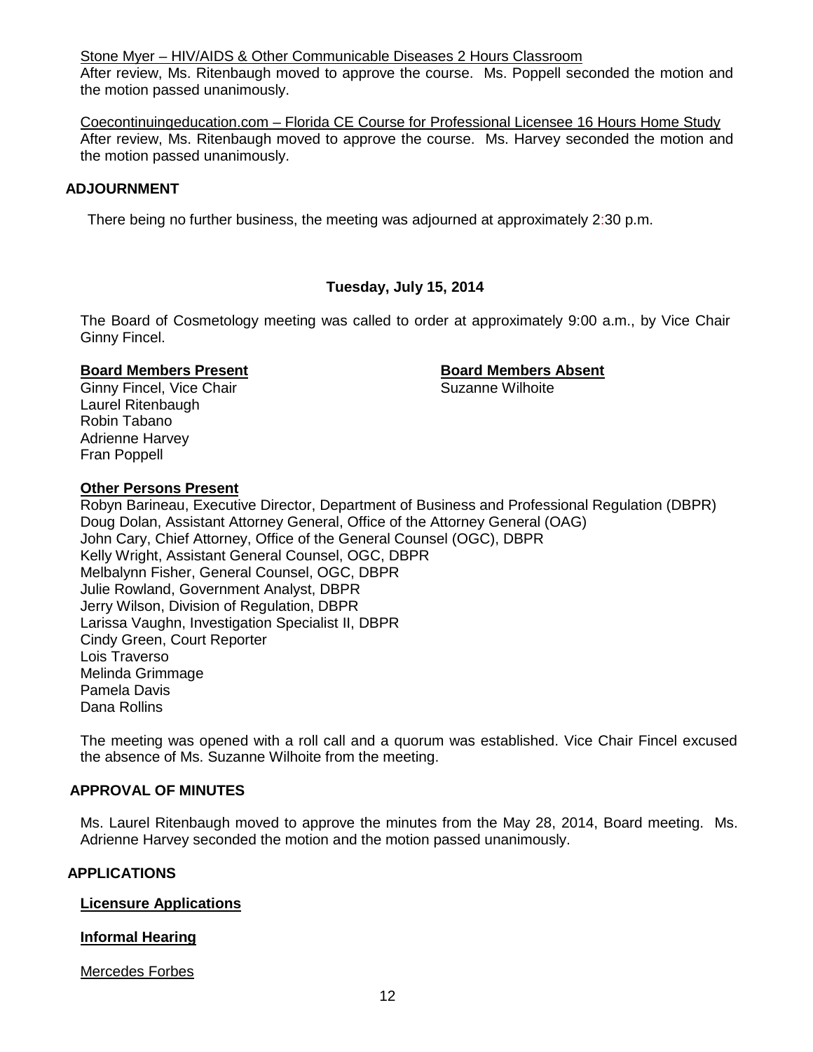Stone Myer – HIV/AIDS & Other Communicable Diseases 2 Hours Classroom
After review, Ms. Ritenbaugh moved to approve the course. Ms. Poppell seconded the motion and the motion passed unanimously.

Coecontinuingeducation.com – Florida CE Course for Professional Licensee 16 Hours Home Study
After review, Ms. Ritenbaugh moved to approve the course. Ms. Harvey seconded the motion and the motion passed unanimously.

## ADJOURNMENT

There being no further business, the meeting was adjourned at approximately 2:30 p.m.

### Tuesday, July 15, 2014

The Board of Cosmetology meeting was called to order at approximately 9:00 a.m., by Vice Chair Ginny Fincel.

**Board Members Present**
Ginny Fincel, Vice Chair
Laurel Ritenbaugh
Robin Tabano
Adrienne Harvey
Fran Poppell

**Board Members Absent**
Suzanne Wilhoite

**Other Persons Present**
Robyn Barineau, Executive Director, Department of Business and Professional Regulation (DBPR)
Doug Dolan, Assistant Attorney General, Office of the Attorney General (OAG)
John Cary, Chief Attorney, Office of the General Counsel (OGC), DBPR
Kelly Wright, Assistant General Counsel, OGC, DBPR
Melbalynn Fisher, General Counsel, OGC, DBPR
Julie Rowland, Government Analyst, DBPR
Jerry Wilson, Division of Regulation, DBPR
Larissa Vaughn, Investigation Specialist II, DBPR
Cindy Green, Court Reporter
Lois Traverso
Melinda Grimmage
Pamela Davis
Dana Rollins

The meeting was opened with a roll call and a quorum was established. Vice Chair Fincel excused the absence of Ms. Suzanne Wilhoite from the meeting.

## APPROVAL OF MINUTES

Ms. Laurel Ritenbaugh moved to approve the minutes from the May 28, 2014, Board meeting. Ms. Adrienne Harvey seconded the motion and the motion passed unanimously.

## APPLICATIONS

**Licensure Applications**

**Informal Hearing**

Mercedes Forbes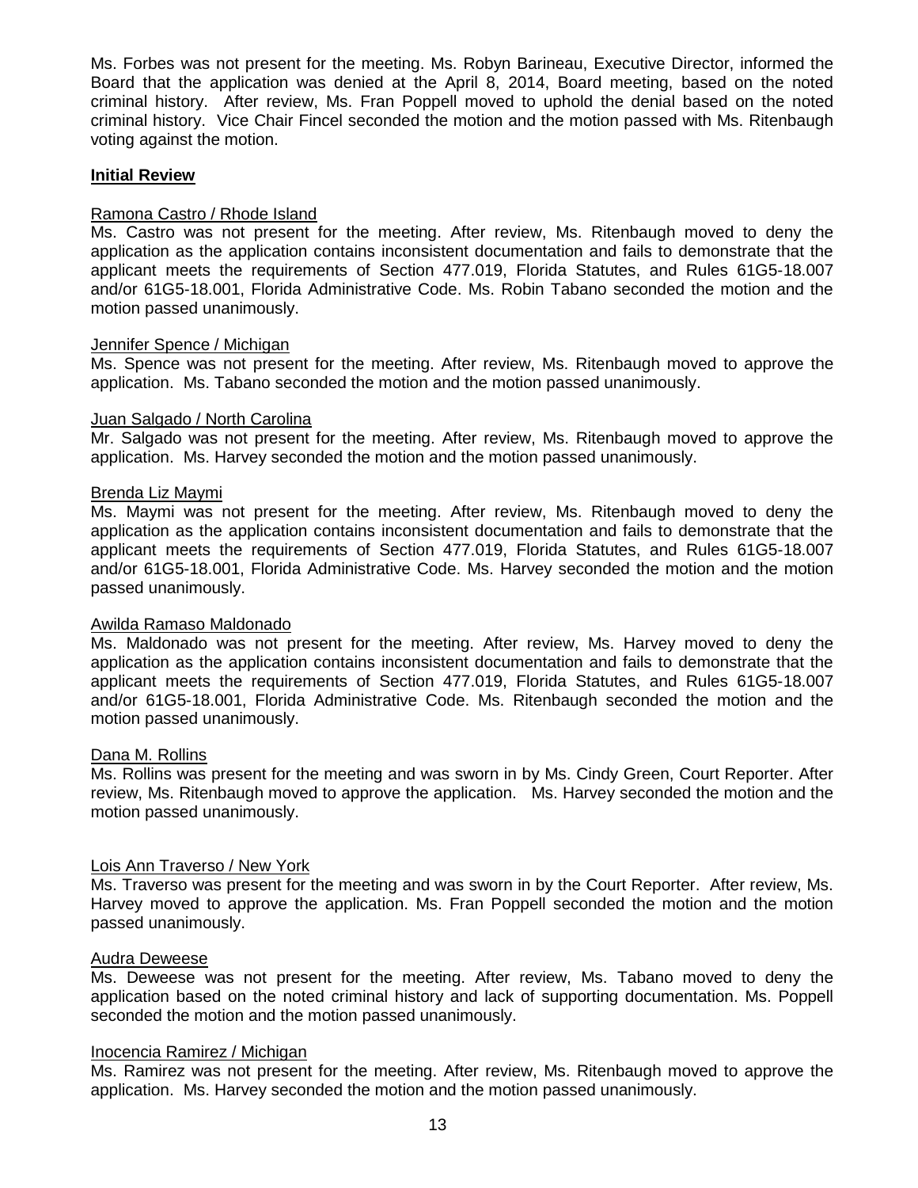Ms. Forbes was not present for the meeting. Ms. Robyn Barineau, Executive Director, informed the Board that the application was denied at the April 8, 2014, Board meeting, based on the noted criminal history. After review, Ms. Fran Poppell moved to uphold the denial based on the noted criminal history. Vice Chair Fincel seconded the motion and the motion passed with Ms. Ritenbaugh voting against the motion.

**Initial Review**

Ramona Castro / Rhode Island

Ms. Castro was not present for the meeting. After review, Ms. Ritenbaugh moved to deny the application as the application contains inconsistent documentation and fails to demonstrate that the applicant meets the requirements of Section 477.019, Florida Statutes, and Rules 61G5-18.007 and/or 61G5-18.001, Florida Administrative Code. Ms. Robin Tabano seconded the motion and the motion passed unanimously.

Jennifer Spence / Michigan

Ms. Spence was not present for the meeting. After review, Ms. Ritenbaugh moved to approve the application. Ms. Tabano seconded the motion and the motion passed unanimously.

Juan Salgado / North Carolina

Mr. Salgado was not present for the meeting. After review, Ms. Ritenbaugh moved to approve the application. Ms. Harvey seconded the motion and the motion passed unanimously.

Brenda Liz Maymi

Ms. Maymi was not present for the meeting. After review, Ms. Ritenbaugh moved to deny the application as the application contains inconsistent documentation and fails to demonstrate that the applicant meets the requirements of Section 477.019, Florida Statutes, and Rules 61G5-18.007 and/or 61G5-18.001, Florida Administrative Code. Ms. Harvey seconded the motion and the motion passed unanimously.

Awilda Ramaso Maldonado

Ms. Maldonado was not present for the meeting. After review, Ms. Harvey moved to deny the application as the application contains inconsistent documentation and fails to demonstrate that the applicant meets the requirements of Section 477.019, Florida Statutes, and Rules 61G5-18.007 and/or 61G5-18.001, Florida Administrative Code. Ms. Ritenbaugh seconded the motion and the motion passed unanimously.

Dana M. Rollins

Ms. Rollins was present for the meeting and was sworn in by Ms. Cindy Green, Court Reporter. After review, Ms. Ritenbaugh moved to approve the application. Ms. Harvey seconded the motion and the motion passed unanimously.

Lois Ann Traverso / New York

Ms. Traverso was present for the meeting and was sworn in by the Court Reporter. After review, Ms. Harvey moved to approve the application. Ms. Fran Poppell seconded the motion and the motion passed unanimously.

Audra Deweese

Ms. Deweese was not present for the meeting. After review, Ms. Tabano moved to deny the application based on the noted criminal history and lack of supporting documentation. Ms. Poppell seconded the motion and the motion passed unanimously.

Inocencia Ramirez / Michigan

Ms. Ramirez was not present for the meeting. After review, Ms. Ritenbaugh moved to approve the application. Ms. Harvey seconded the motion and the motion passed unanimously.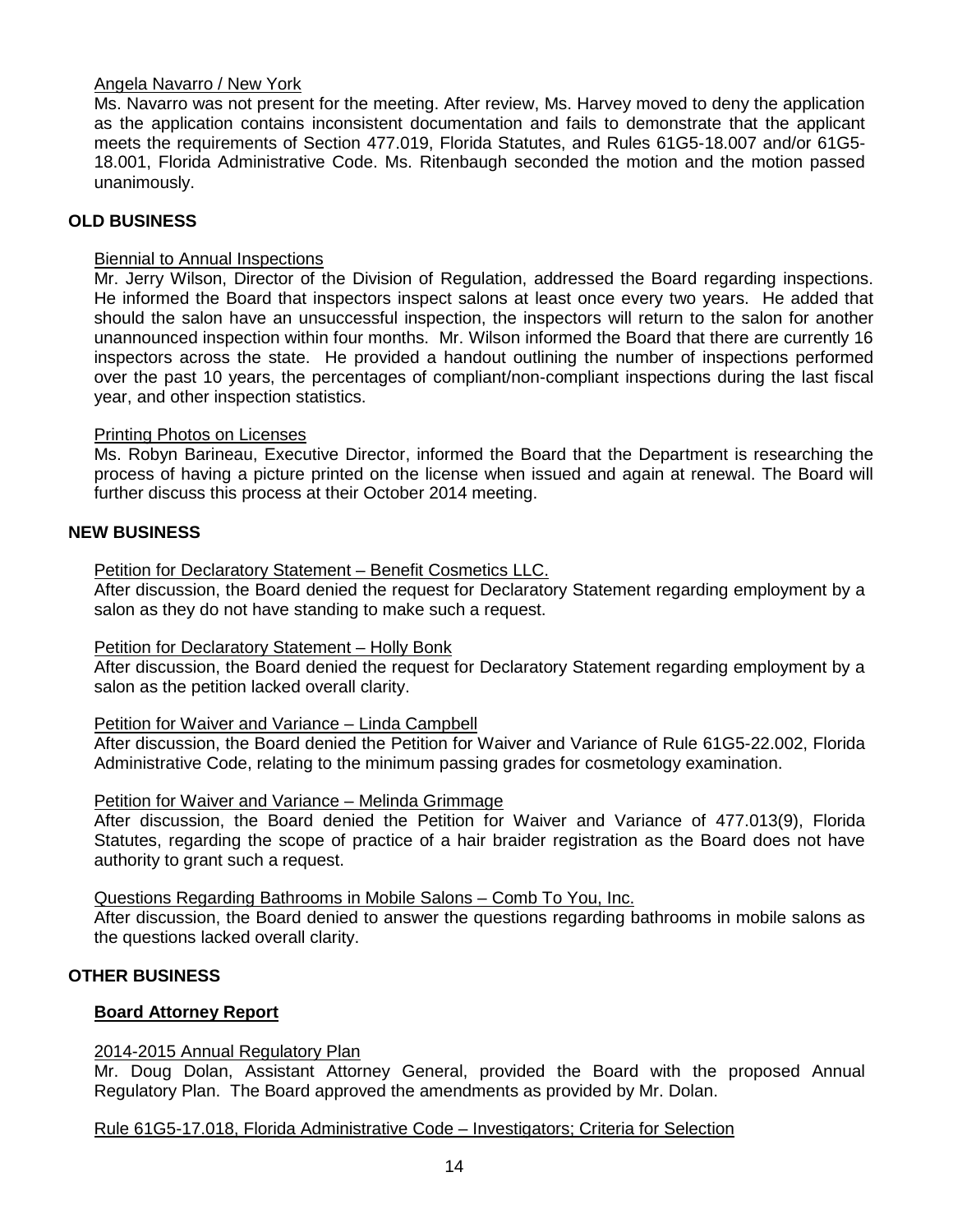Angela Navarro / New York

Ms. Navarro was not present for the meeting. After review, Ms. Harvey moved to deny the application as the application contains inconsistent documentation and fails to demonstrate that the applicant meets the requirements of Section 477.019, Florida Statutes, and Rules 61G5-18.007 and/or 61G5-18.001, Florida Administrative Code. Ms. Ritenbaugh seconded the motion and the motion passed unanimously.

## OLD BUSINESS

Biennial to Annual Inspections

Mr. Jerry Wilson, Director of the Division of Regulation, addressed the Board regarding inspections. He informed the Board that inspectors inspect salons at least once every two years. He added that should the salon have an unsuccessful inspection, the inspectors will return to the salon for another unannounced inspection within four months. Mr. Wilson informed the Board that there are currently 16 inspectors across the state. He provided a handout outlining the number of inspections performed over the past 10 years, the percentages of compliant/non-compliant inspections during the last fiscal year, and other inspection statistics.

Printing Photos on Licenses

Ms. Robyn Barineau, Executive Director, informed the Board that the Department is researching the process of having a picture printed on the license when issued and again at renewal. The Board will further discuss this process at their October 2014 meeting.

## NEW BUSINESS

Petition for Declaratory Statement – Benefit Cosmetics LLC.

After discussion, the Board denied the request for Declaratory Statement regarding employment by a salon as they do not have standing to make such a request.

Petition for Declaratory Statement – Holly Bonk

After discussion, the Board denied the request for Declaratory Statement regarding employment by a salon as the petition lacked overall clarity.

Petition for Waiver and Variance – Linda Campbell

After discussion, the Board denied the Petition for Waiver and Variance of Rule 61G5-22.002, Florida Administrative Code, relating to the minimum passing grades for cosmetology examination.

Petition for Waiver and Variance – Melinda Grimmage

After discussion, the Board denied the Petition for Waiver and Variance of 477.013(9), Florida Statutes, regarding the scope of practice of a hair braider registration as the Board does not have authority to grant such a request.

Questions Regarding Bathrooms in Mobile Salons – Comb To You, Inc.

After discussion, the Board denied to answer the questions regarding bathrooms in mobile salons as the questions lacked overall clarity.

## OTHER BUSINESS

### Board Attorney Report

2014-2015 Annual Regulatory Plan

Mr. Doug Dolan, Assistant Attorney General, provided the Board with the proposed Annual Regulatory Plan. The Board approved the amendments as provided by Mr. Dolan.

Rule 61G5-17.018, Florida Administrative Code – Investigators; Criteria for Selection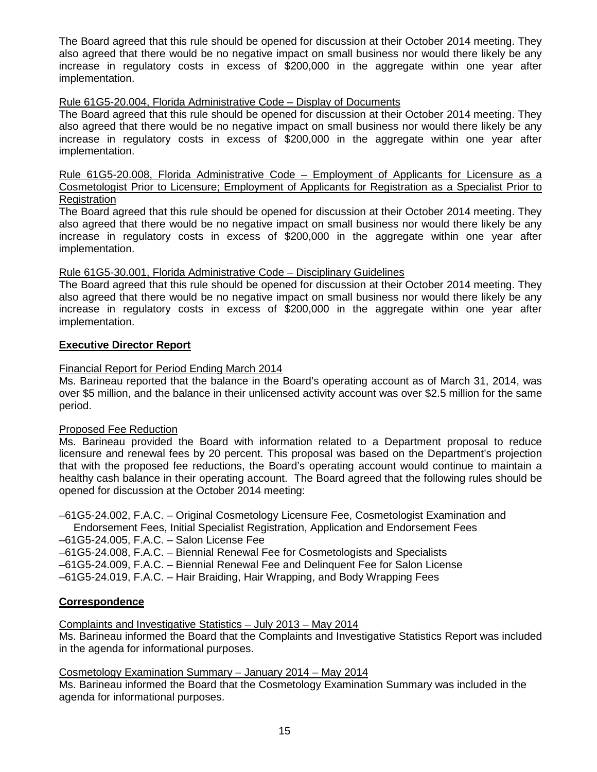The Board agreed that this rule should be opened for discussion at their October 2014 meeting. They also agreed that there would be no negative impact on small business nor would there likely be any increase in regulatory costs in excess of $200,000 in the aggregate within one year after implementation.

Rule 61G5-20.004, Florida Administrative Code – Display of Documents

The Board agreed that this rule should be opened for discussion at their October 2014 meeting. They also agreed that there would be no negative impact on small business nor would there likely be any increase in regulatory costs in excess of $200,000 in the aggregate within one year after implementation.

Rule 61G5-20.008, Florida Administrative Code – Employment of Applicants for Licensure as a Cosmetologist Prior to Licensure; Employment of Applicants for Registration as a Specialist Prior to Registration

The Board agreed that this rule should be opened for discussion at their October 2014 meeting. They also agreed that there would be no negative impact on small business nor would there likely be any increase in regulatory costs in excess of $200,000 in the aggregate within one year after implementation.

Rule 61G5-30.001, Florida Administrative Code – Disciplinary Guidelines

The Board agreed that this rule should be opened for discussion at their October 2014 meeting. They also agreed that there would be no negative impact on small business nor would there likely be any increase in regulatory costs in excess of $200,000 in the aggregate within one year after implementation.

**Executive Director Report**

Financial Report for Period Ending March 2014

Ms. Barineau reported that the balance in the Board's operating account as of March 31, 2014, was over $5 million, and the balance in their unlicensed activity account was over $2.5 million for the same period.

Proposed Fee Reduction

Ms. Barineau provided the Board with information related to a Department proposal to reduce licensure and renewal fees by 20 percent. This proposal was based on the Department's projection that with the proposed fee reductions, the Board's operating account would continue to maintain a healthy cash balance in their operating account. The Board agreed that the following rules should be opened for discussion at the October 2014 meeting:

–61G5-24.002, F.A.C. – Original Cosmetology Licensure Fee, Cosmetologist Examination and Endorsement Fees, Initial Specialist Registration, Application and Endorsement Fees
–61G5-24.005, F.A.C. – Salon License Fee
–61G5-24.008, F.A.C. – Biennial Renewal Fee for Cosmetologists and Specialists
–61G5-24.009, F.A.C. – Biennial Renewal Fee and Delinquent Fee for Salon License
–61G5-24.019, F.A.C. – Hair Braiding, Hair Wrapping, and Body Wrapping Fees

**Correspondence**

Complaints and Investigative Statistics – July 2013 – May 2014

Ms. Barineau informed the Board that the Complaints and Investigative Statistics Report was included in the agenda for informational purposes.

Cosmetology Examination Summary – January 2014 – May 2014

Ms. Barineau informed the Board that the Cosmetology Examination Summary was included in the agenda for informational purposes.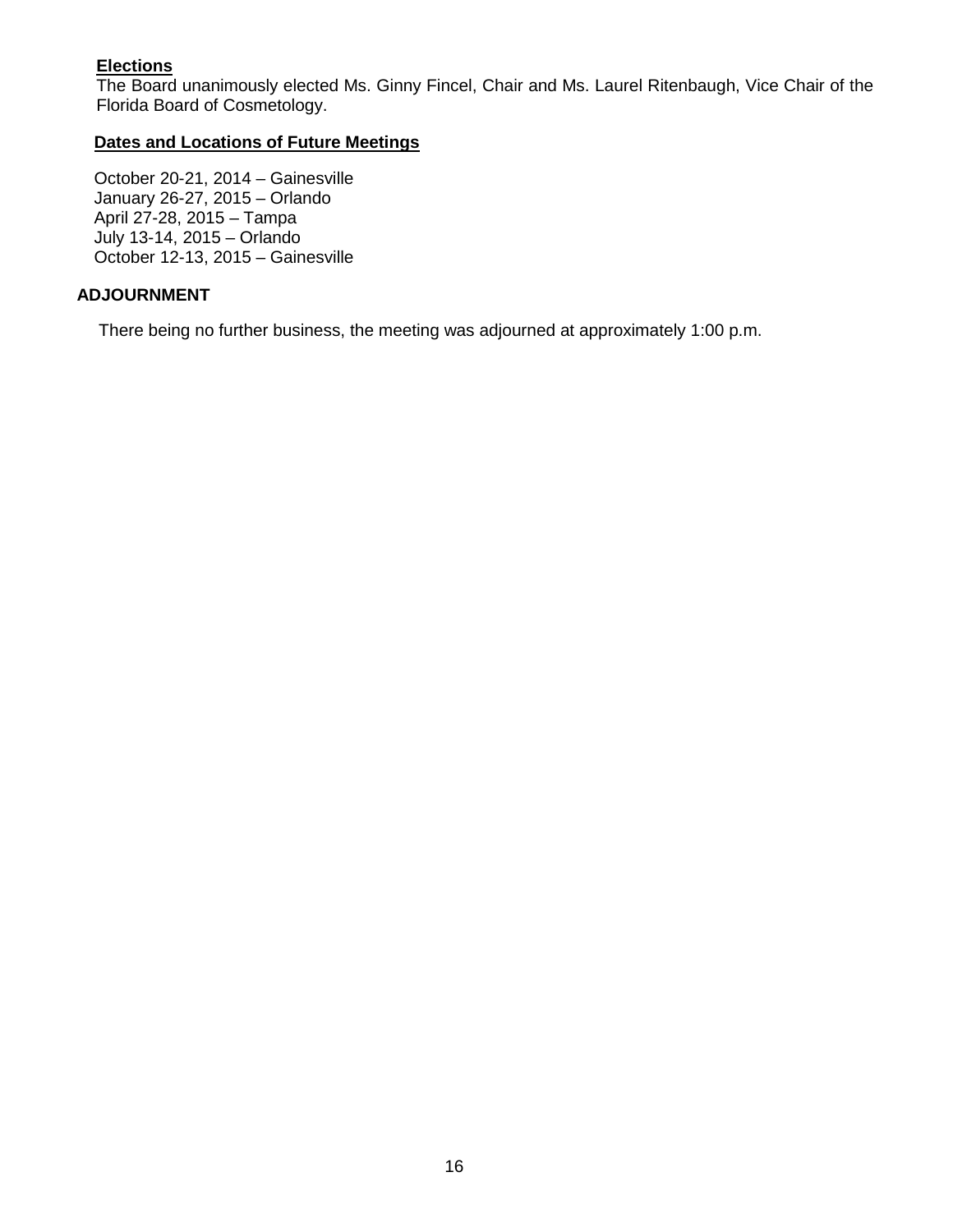**Elections**

The Board unanimously elected Ms. Ginny Fincel, Chair and Ms. Laurel Ritenbaugh, Vice Chair of the Florida Board of Cosmetology.

**Dates and Locations of Future Meetings**

October 20-21, 2014 – Gainesville
January 26-27, 2015 – Orlando
April 27-28, 2015 – Tampa
July 13-14, 2015 – Orlando
October 12-13, 2015 – Gainesville

## ADJOURNMENT

There being no further business, the meeting was adjourned at approximately 1:00 p.m.